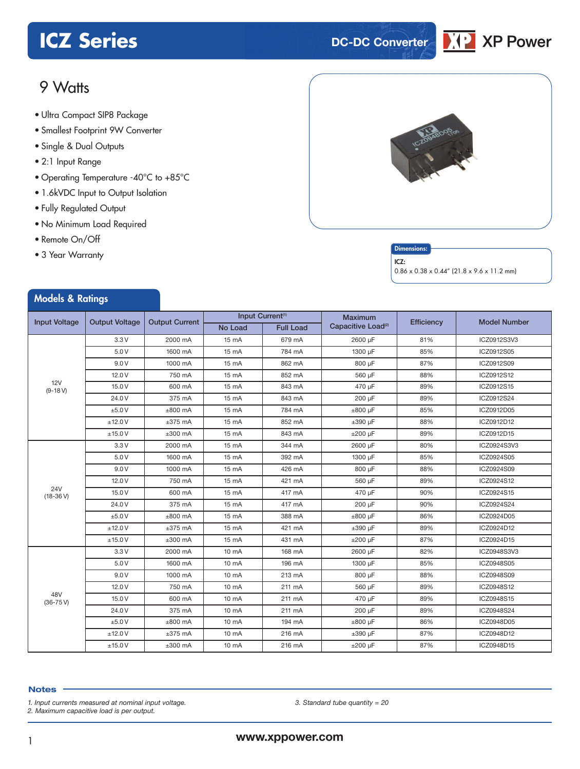# ICZ Series

DC-DC Converter

XP Power

## 9 Watts

- Ultra Compact SIP8 Package
- Smallest Footprint 9W Converter
- Single & Dual Outputs
- 2:1 Input Range
- Operating Temperature -40°C to +85°C
- 1.6kVDC Input to Output Isolation
- Fully Regulated Output
- No Minimum Load Required
- Remote On/Off
- 3 Year Warranty

**Dimensions:**

**ICZ:**
0.86 x 0.38 x 0.44" (21.8 x 9.6 x 11.2 mm)

## Models & Ratings

| Input Voltage | Output Voltage | Output Current | Input Current[1] | | Maximum Capacitive Load[2] | Efficiency | Model Number |
|---|---|---|---|---|---|---|---|
| | | | No Load | Full Load | | | |
| 12V (9-18 V) | 3.3 V | 2000 mA | 15 mA | 679 mA | 2600 µF | 81% | ICZ0912S3V3 |
| | 5.0 V | 1600 mA | 15 mA | 784 mA | 1300 µF | 85% | ICZ0912S05 |
| | 9.0 V | 1000 mA | 15 mA | 862 mA | 800 µF | 87% | ICZ0912S09 |
| | 12.0 V | 750 mA | 15 mA | 852 mA | 560 µF | 88% | ICZ0912S12 |
| | 15.0 V | 600 mA | 15 mA | 843 mA | 470 µF | 89% | ICZ0912S15 |
| | 24.0 V | 375 mA | 15 mA | 843 mA | 200 µF | 89% | ICZ0912S24 |
| | ±5.0 V | ±800 mA | 15 mA | 784 mA | ±800 µF | 85% | ICZ0912D05 |
| | ±12.0 V | ±375 mA | 15 mA | 852 mA | ±390 µF | 88% | ICZ0912D12 |
| | ±15.0 V | ±300 mA | 15 mA | 843 mA | ±200 µF | 89% | ICZ0912D15 |
| 24V (18-36 V) | 3.3 V | 2000 mA | 15 mA | 344 mA | 2600 µF | 80% | ICZ0924S3V3 |
| | 5.0 V | 1600 mA | 15 mA | 392 mA | 1300 µF | 85% | ICZ0924S05 |
| | 9.0 V | 1000 mA | 15 mA | 426 mA | 800 µF | 88% | ICZ0924S09 |
| | 12.0 V | 750 mA | 15 mA | 421 mA | 560 µF | 89% | ICZ0924S12 |
| | 15.0 V | 600 mA | 15 mA | 417 mA | 470 µF | 90% | ICZ0924S15 |
| | 24.0 V | 375 mA | 15 mA | 417 mA | 200 µF | 90% | ICZ0924S24 |
| | ±5.0 V | ±800 mA | 15 mA | 388 mA | ±800 µF | 86% | ICZ0924D05 |
| | ±12.0 V | ±375 mA | 15 mA | 421 mA | ±390 µF | 89% | ICZ0924D12 |
| | ±15.0 V | ±300 mA | 15 mA | 431 mA | ±200 µF | 87% | ICZ0924D15 |
| 48V (36-75 V) | 3.3 V | 2000 mA | 10 mA | 168 mA | 2600 µF | 82% | ICZ0948S3V3 |
| | 5.0 V | 1600 mA | 10 mA | 196 mA | 1300 µF | 85% | ICZ0948S05 |
| | 9.0 V | 1000 mA | 10 mA | 213 mA | 800 µF | 88% | ICZ0948S09 |
| | 12.0 V | 750 mA | 10 mA | 211 mA | 560 µF | 89% | ICZ0948S12 |
| | 15.0 V | 600 mA | 10 mA | 211 mA | 470 µF | 89% | ICZ0948S15 |
| | 24.0 V | 375 mA | 10 mA | 211 mA | 200 µF | 89% | ICZ0948S24 |
| | ±5.0 V | ±800 mA | 10 mA | 194 mA | ±800 µF | 86% | ICZ0948D05 |
| | ±12.0 V | ±375 mA | 10 mA | 216 mA | ±390 µF | 87% | ICZ0948D12 |
| | ±15.0 V | ±300 mA | 10 mA | 216 mA | ±200 µF | 87% | ICZ0948D15 |

### Notes

*1. Input currents measured at nominal input voltage.*
*2. Maximum capacitive load is per output.*
*3. Standard tube quantity = 20*

**www.xppower.com**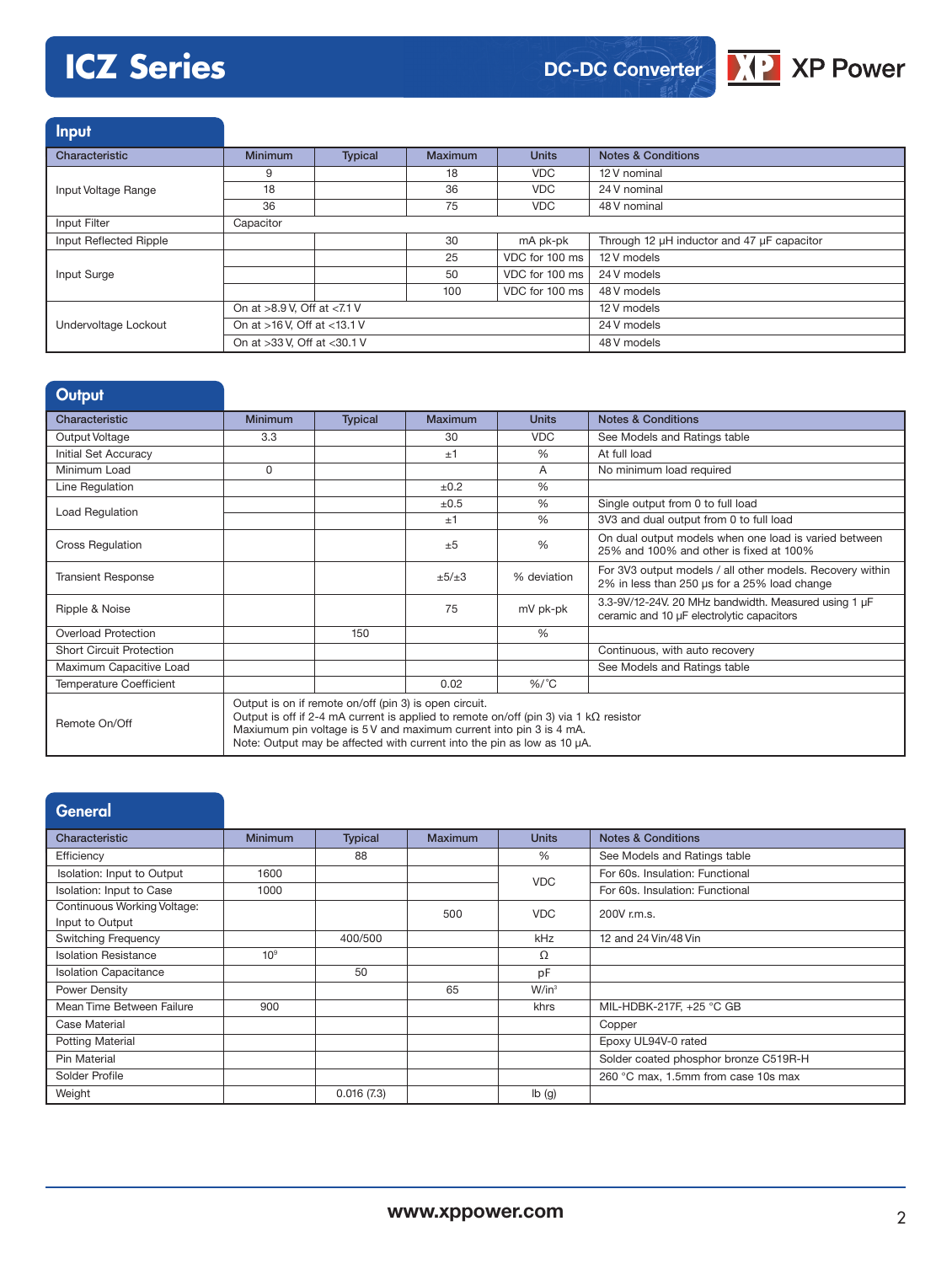# ICZ Series

DC-DC Converter

## Input

| Characteristic | Minimum | Typical | Maximum | Units | Notes & Conditions |
|---|---|---|---|---|---|
| Input Voltage Range | 9 | | 18 | VDC | 12 V nominal |
| | 18 | | 36 | VDC | 24 V nominal |
| | 36 | | 75 | VDC | 48 V nominal |
| Input Filter | Capacitor | | | | |
| Input Reflected Ripple | | | 30 | mA pk-pk | Through 12 µH inductor and 47 µF capacitor |
| Input Surge | | | 25 | VDC for 100 ms | 12 V models |
| | | | 50 | VDC for 100 ms | 24 V models |
| | | | 100 | VDC for 100 ms | 48 V models |
| Undervoltage Lockout | On at >8.9 V, Off at <7.1 V | | | | 12 V models |
| | On at >16 V, Off at <13.1 V | | | | 24 V models |
| | On at >33 V, Off at <30.1 V | | | | 48 V models |

## Output

| Characteristic | Minimum | Typical | Maximum | Units | Notes & Conditions |
|---|---|---|---|---|---|
| Output Voltage | 3.3 | | 30 | VDC | See Models and Ratings table |
| Initial Set Accuracy | | | ±1 | % | At full load |
| Minimum Load | 0 | | | A | No minimum load required |
| Line Regulation | | | ±0.2 | % | |
| Load Regulation | | | ±0.5 | % | Single output from 0 to full load |
| | | | ±1 | % | 3V3 and dual output from 0 to full load |
| Cross Regulation | | | ±5 | % | On dual output models when one load is varied between 25% and 100% and other is fixed at 100% |
| Transient Response | | | ±5/±3 | % deviation | For 3V3 output models / all other models. Recovery within 2% in less than 250 µs for a 25% load change |
| Ripple & Noise | | | 75 | mV pk-pk | 3.3-9V/12-24V. 20 MHz bandwidth. Measured using 1 µF ceramic and 10 µF electrolytic capacitors |
| Overload Protection | | 150 | | % | |
| Short Circuit Protection | | | | | Continuous, with auto recovery |
| Maximum Capacitive Load | | | | | See Models and Ratings table |
| Temperature Coefficient | | | 0.02 | %/°C | |
| Remote On/Off | Output is on if remote on/off (pin 3) is open circuit. Output is off if 2-4 mA current is applied to remote on/off (pin 3) via 1 kΩ resistor Maxiumum pin voltage is 5 V and maximum current into pin 3 is 4 mA. Note: Output may be affected with current into the pin as low as 10 µA. | | | | |

## General

| Characteristic | Minimum | Typical | Maximum | Units | Notes & Conditions |
|---|---|---|---|---|---|
| Efficiency | | 88 | | % | See Models and Ratings table |
| Isolation: Input to Output | 1600 | | | VDC | For 60s. Insulation: Functional |
| Isolation: Input to Case | 1000 | | | VDC | For 60s. Insulation: Functional |
| Continuous Working Voltage: Input to Output | | | 500 | VDC | 200V r.m.s. |
| Switching Frequency | | 400/500 | | kHz | 12 and 24 Vin/48 Vin |
| Isolation Resistance | $10^9$ | | | Ω | |
| Isolation Capacitance | | 50 | | pF | |
| Power Density | | | 65 | W/in³ | |
| Mean Time Between Failure | 900 | | | khrs | MIL-HDBK-217F, +25 °C GB |
| Case Material | | | | | Copper |
| Potting Material | | | | | Epoxy UL94V-0 rated |
| Pin Material | | | | | Solder coated phosphor bronze C519R-H |
| Solder Profile | | | | | 260 °C max, 1.5mm from case 10s max |
| Weight | | 0.016 (7.3) | | lb (g) | |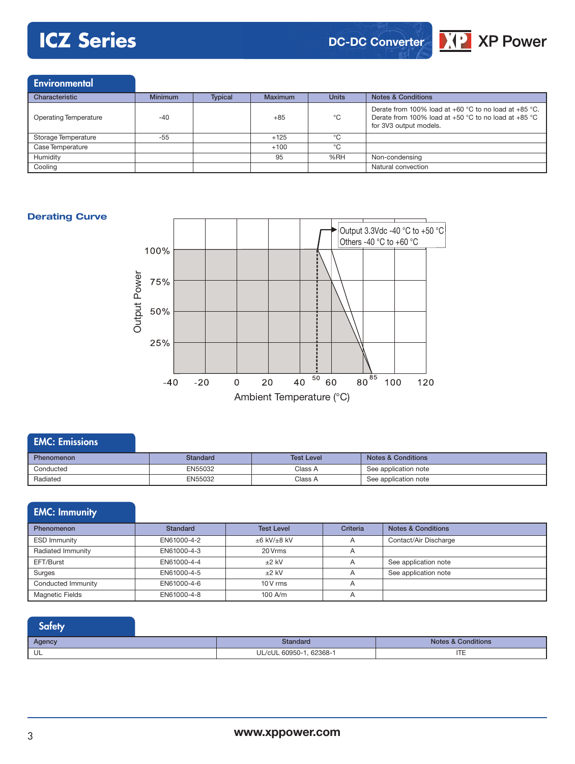## Environmental

| Characteristic | Minimum | Typical | Maximum | Units | Notes & Conditions |
|---|---|---|---|---|---|
| Operating Temperature | -40 | | +85 | °C | Derate from 100% load at +60 °C to no load at +85 °C. Derate from 100% load at +50 °C to no load at +85 °C for 3V3 output models. |
| Storage Temperature | -55 | | +125 | °C | |
| Case Temperature | | | +100 | °C | |
| Humidity | | | 95 | %RH | Non-condensing |
| Cooling | | | | | Natural convection |

## Derating Curve

Output 3.3Vdc -40 °C to +50 °C
Others -40 °C to +60 °C

Output Power: 100%, 75%, 50%, 25%

Ambient Temperature (°C): -40, -20, 0, 20, 40, 50, 60, 80, 85, 100, 120

## EMC: Emissions

| Phenomenon | Standard | Test Level | Notes & Conditions |
|---|---|---|---|
| Conducted | EN55032 | Class A | See application note |
| Radiated | EN55032 | Class A | See application note |

## EMC: Immunity

| Phenomenon | Standard | Test Level | Criteria | Notes & Conditions |
|---|---|---|---|---|
| ESD Immunity | EN61000-4-2 | ±6 kV/±8 kV | A | Contact/Air Discharge |
| Radiated Immunity | EN61000-4-3 | 20 Vrms | A | |
| EFT/Burst | EN61000-4-4 | ±2 kV | A | See application note |
| Surges | EN61000-4-5 | ±2 kV | A | See application note |
| Conducted Immunity | EN61000-4-6 | 10 V rms | A | |
| Magnetic Fields | EN61000-4-8 | 100 A/m | A | |

## Safety

| Agency | Standard | Notes & Conditions |
|---|---|---|
| UL | UL/cUL 60950-1, 62368-1 | ITE |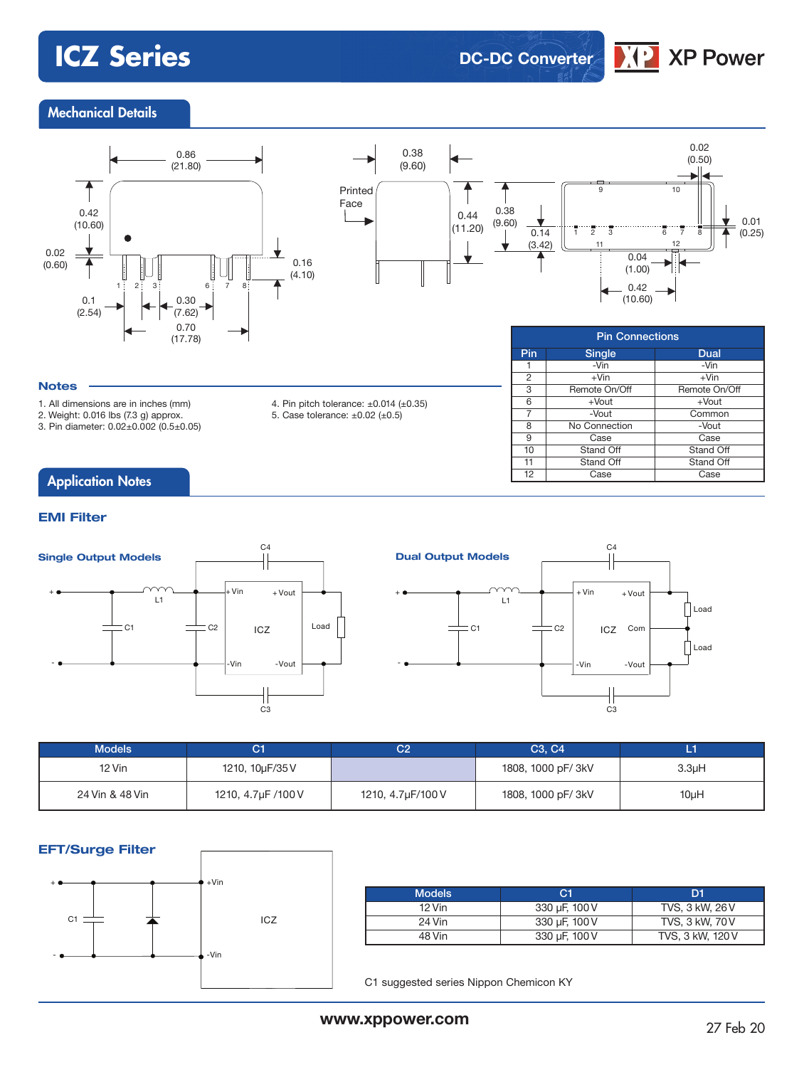ICZ Series

DC-DC Converter

XP Power

## Mechanical Details

## Notes

1. All dimensions are in inches (mm)
2. Weight: 0.016 lbs (7.3 g) approx.
3. Pin diameter: 0.02±0.002 (0.5±0.05)
4. Pin pitch tolerance: ±0.014 (±0.35)
5. Case tolerance: ±0.02 (±0.5)

**Pin Connections**

| Pin | Single | Dual |
|---|---|---|
| 1 | -Vin | -Vin |
| 2 | +Vin | +Vin |
| 3 | Remote On/Off | Remote On/Off |
| 6 | +Vout | +Vout |
| 7 | -Vout | Common |
| 8 | No Connection | -Vout |
| 9 | Case | Case |
| 10 | Stand Off | Stand Off |
| 11 | Stand Off | Stand Off |
| 12 | Case | Case |

## Application Notes

### EMI Filter

**Single Output Models**

**Dual Output Models**

| Models | C1 | C2 | C3, C4 | L1 |
|---|---|---|---|---|
| 12 Vin | 1210, 10µF/35 V | | 1808, 1000 pF/ 3kV | 3.3µH |
| 24 Vin & 48 Vin | 1210, 4.7µF /100 V | 1210, 4.7µF/100 V | 1808, 1000 pF/ 3kV | 10µH |

### EFT/Surge Filter

| Models | C1 | D1 |
|---|---|---|
| 12 Vin | 330 µF, 100 V | TVS, 3 kW, 26 V |
| 24 Vin | 330 µF, 100 V | TVS, 3 kW, 70 V |
| 48 Vin | 330 µF, 100 V | TVS, 3 kW, 120 V |

C1 suggested series Nippon Chemicon KY

www.xppower.com

27 Feb 20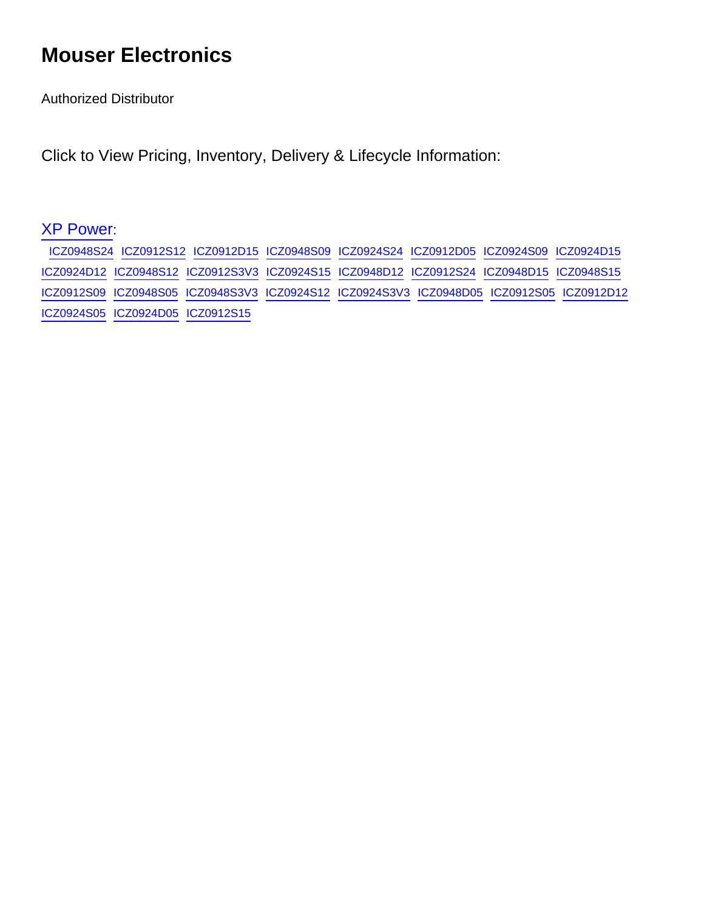# Mouser Electronics

Authorized Distributor

Click to View Pricing, Inventory, Delivery & Lifecycle Information:

XP Power:

ICZ0948S24 ICZ0912S12 ICZ0912D15 ICZ0948S09 ICZ0924S24 ICZ0912D05 ICZ0924S09 ICZ0924D15 ICZ0924D12 ICZ0948S12 ICZ0912S3V3 ICZ0924S15 ICZ0948D12 ICZ0912S24 ICZ0948D15 ICZ0948S15 ICZ0912S09 ICZ0948S05 ICZ0948S3V3 ICZ0924S12 ICZ0924S3V3 ICZ0948D05 ICZ0912S05 ICZ0912D12 ICZ0924S05 ICZ0924D05 ICZ0912S15